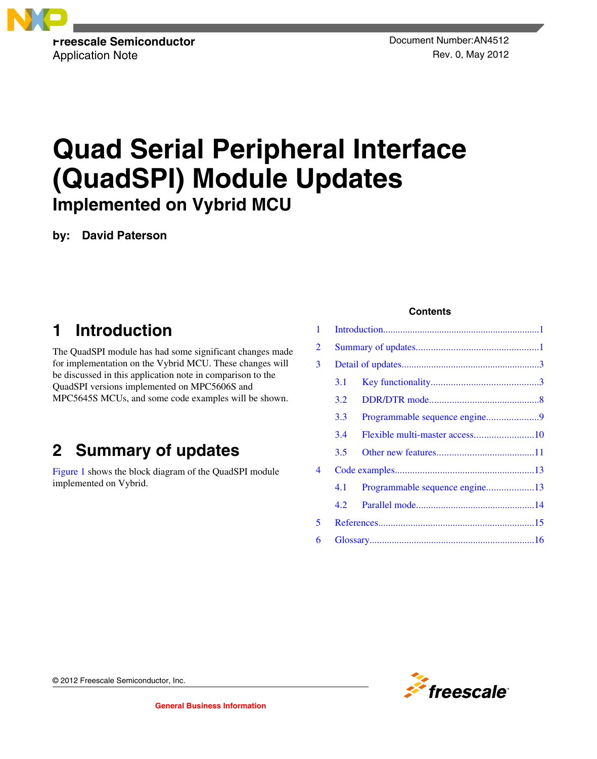Freescale Semiconductor
Application Note

Document Number: AN4512
Rev. 0, May 2012

# Quad Serial Peripheral Interface (QuadSPI) Module Updates

## Implemented on Vybrid MCU

**by: David Paterson**

**Contents**

| | | |
|---|---|---|
| 1 | Introduction | 1 |
| 2 | Summary of updates | 1 |
| 3 | Detail of updates | 3 |
| 3.1 | Key functionality | 3 |
| 3.2 | DDR/DTR mode | 8 |
| 3.3 | Programmable sequence engine | 9 |
| 3.4 | Flexible multi-master access | 10 |
| 3.5 | Other new features | 11 |
| 4 | Code examples | 13 |
| 4.1 | Programmable sequence engine | 13 |
| 4.2 | Parallel mode | 14 |
| 5 | References | 15 |
| 6 | Glossary | 16 |

## 1 Introduction

The QuadSPI module has had some significant changes made for implementation on the Vybrid MCU. These changes will be discussed in this application note in comparison to the QuadSPI versions implemented on MPC5606S and MPC5645S MCUs, and some code examples will be shown.

## 2 Summary of updates

Figure 1 shows the block diagram of the QuadSPI module implemented on Vybrid.

© 2012 Freescale Semiconductor, Inc.

General Business Information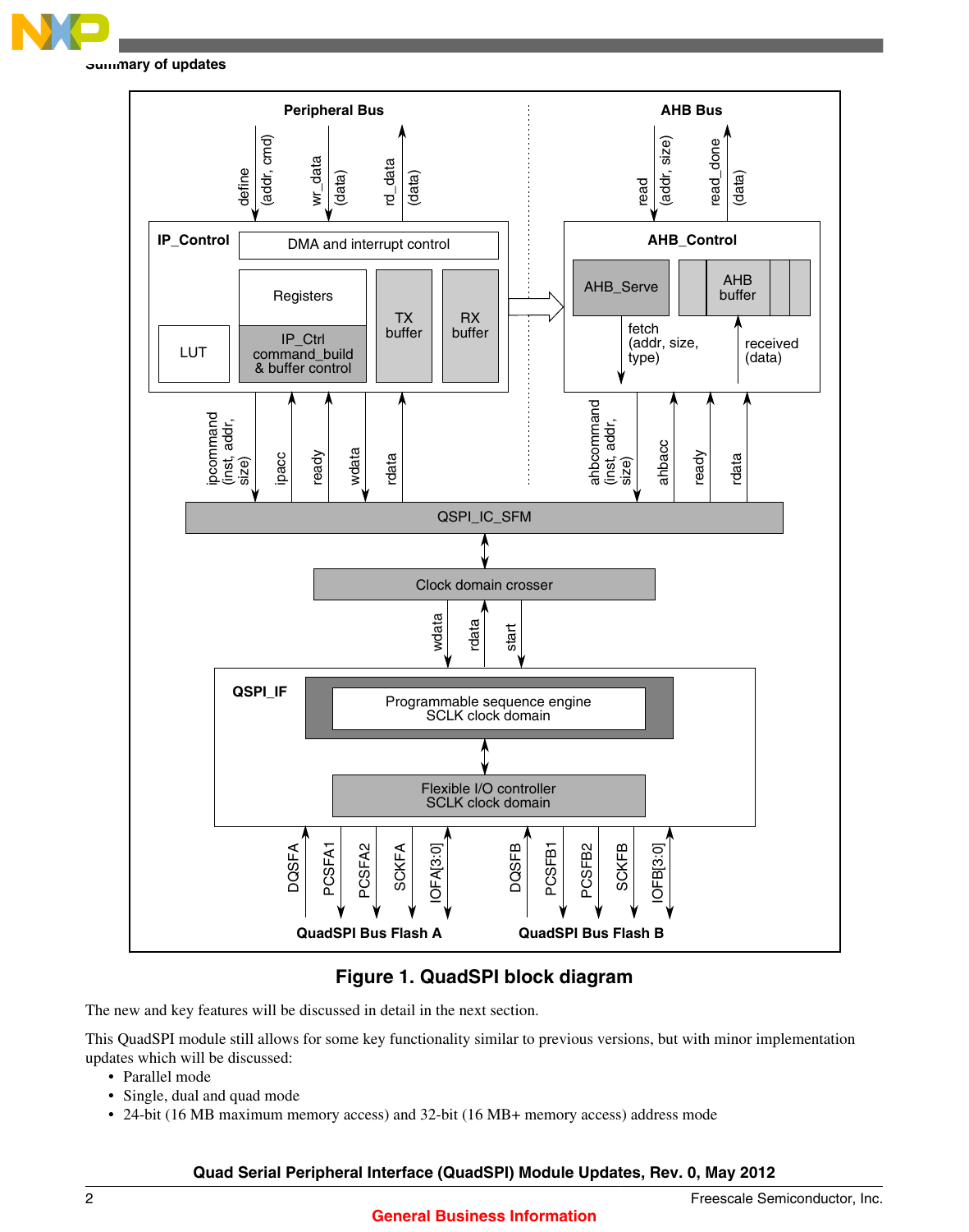**Figure 1. QuadSPI block diagram**

The new and key features will be discussed in detail in the next section.

This QuadSPI module still allows for some key functionality similar to previous versions, but with minor implementation updates which will be discussed:

- Parallel mode
- Single, dual and quad mode
- 24-bit (16 MB maximum memory access) and 32-bit (16 MB+ memory access) address mode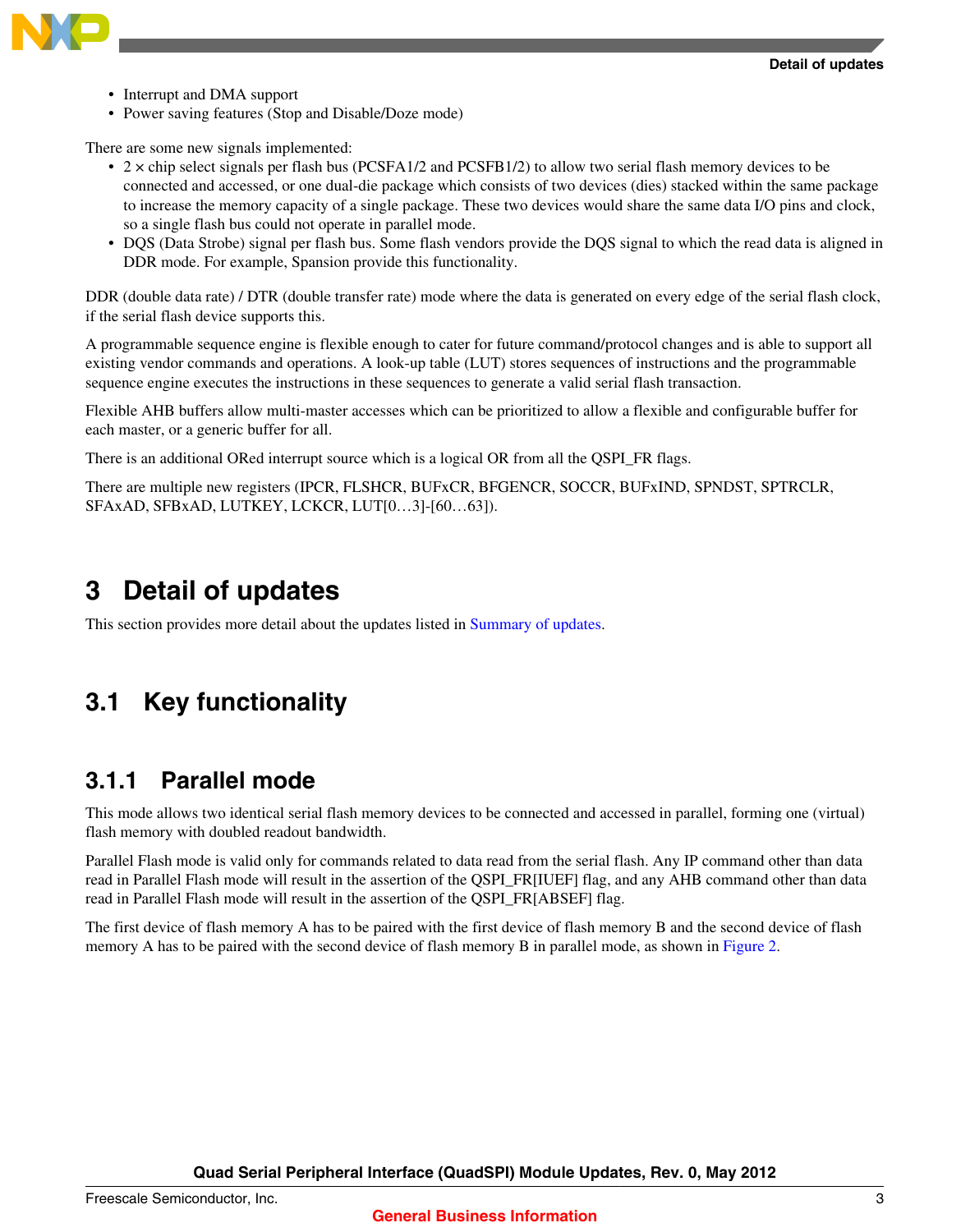- Interrupt and DMA support
- Power saving features (Stop and Disable/Doze mode)

There are some new signals implemented:

- 2 × chip select signals per flash bus (PCSFA1/2 and PCSFB1/2) to allow two serial flash memory devices to be connected and accessed, or one dual-die package which consists of two devices (dies) stacked within the same package to increase the memory capacity of a single package. These two devices would share the same data I/O pins and clock, so a single flash bus could not operate in parallel mode.
- DQS (Data Strobe) signal per flash bus. Some flash vendors provide the DQS signal to which the read data is aligned in DDR mode. For example, Spansion provide this functionality.

DDR (double data rate) / DTR (double transfer rate) mode where the data is generated on every edge of the serial flash clock, if the serial flash device supports this.

A programmable sequence engine is flexible enough to cater for future command/protocol changes and is able to support all existing vendor commands and operations. A look-up table (LUT) stores sequences of instructions and the programmable sequence engine executes the instructions in these sequences to generate a valid serial flash transaction.

Flexible AHB buffers allow multi-master accesses which can be prioritized to allow a flexible and configurable buffer for each master, or a generic buffer for all.

There is an additional ORed interrupt source which is a logical OR from all the QSPI_FR flags.

There are multiple new registers (IPCR, FLSHCR, BUFxCR, BFGENCR, SOCCR, BUFxIND, SPNDST, SPTRCLR, SFAxAD, SFBxAD, LUTKEY, LCKCR, LUT[0…3]-[60…63]).

# 3 Detail of updates

This section provides more detail about the updates listed in Summary of updates.

## 3.1 Key functionality

### 3.1.1 Parallel mode

This mode allows two identical serial flash memory devices to be connected and accessed in parallel, forming one (virtual) flash memory with doubled readout bandwidth.

Parallel Flash mode is valid only for commands related to data read from the serial flash. Any IP command other than data read in Parallel Flash mode will result in the assertion of the QSPI_FR[IUEF] flag, and any AHB command other than data read in Parallel Flash mode will result in the assertion of the QSPI_FR[ABSEF] flag.

The first device of flash memory A has to be paired with the first device of flash memory B and the second device of flash memory A has to be paired with the second device of flash memory B in parallel mode, as shown in Figure 2.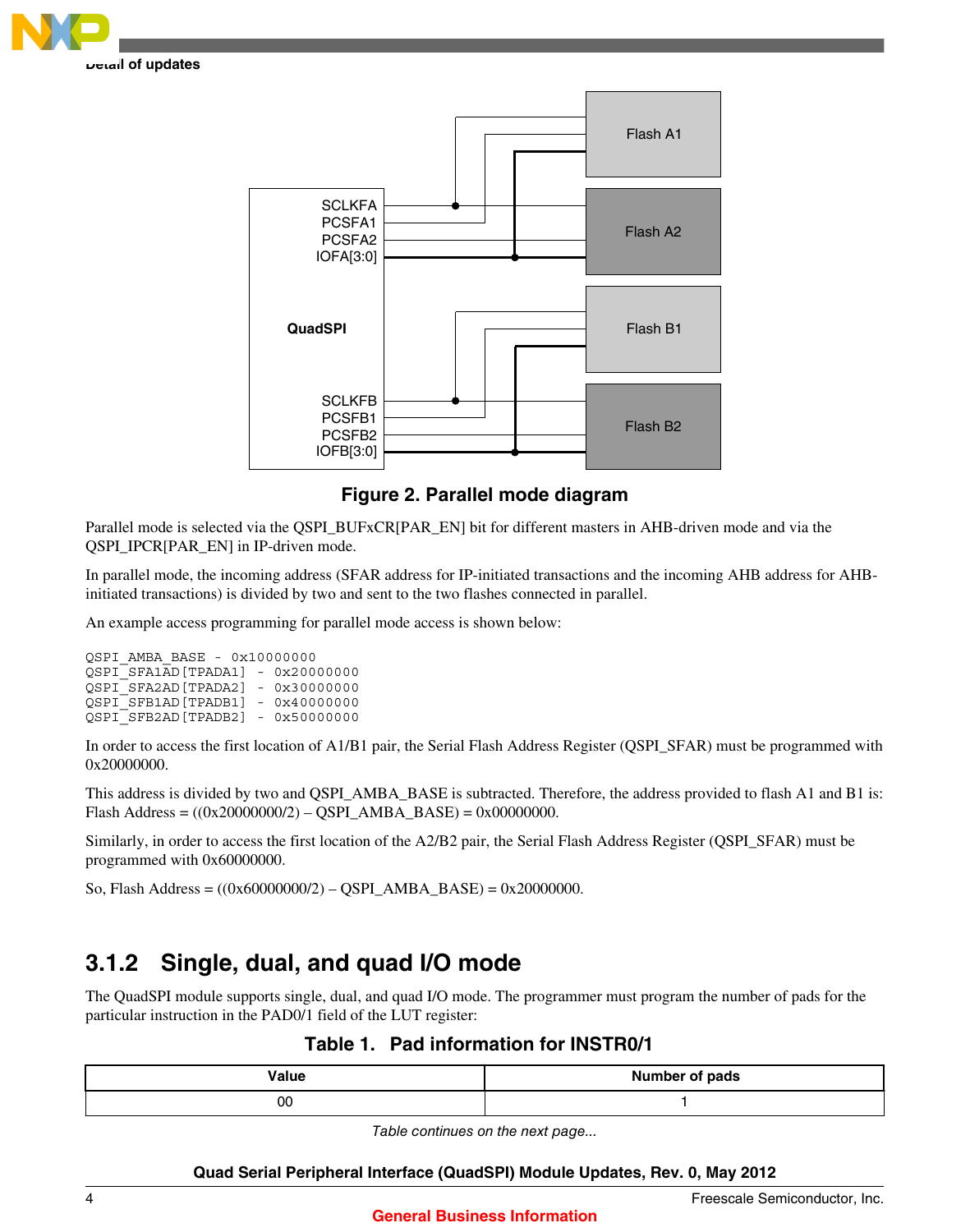Figure 2. Parallel mode diagram

Parallel mode is selected via the QSPI_BUFxCR[PAR_EN] bit for different masters in AHB-driven mode and via the QSPI_IPCR[PAR_EN] in IP-driven mode.

In parallel mode, the incoming address (SFAR address for IP-initiated transactions and the incoming AHB address for AHB-initiated transactions) is divided by two and sent to the two flashes connected in parallel.

An example access programming for parallel mode access is shown below:

```
QSPI_AMBA_BASE - 0x10000000
QSPI_SFA1AD[TPADA1] - 0x20000000
QSPI_SFA2AD[TPADA2] - 0x30000000
QSPI_SFB1AD[TPADB1] - 0x40000000
QSPI_SFB2AD[TPADB2] - 0x50000000
```

In order to access the first location of A1/B1 pair, the Serial Flash Address Register (QSPI_SFAR) must be programmed with 0x20000000.

This address is divided by two and QSPI_AMBA_BASE is subtracted. Therefore, the address provided to flash A1 and B1 is: Flash Address = ((0x20000000/2) – QSPI_AMBA_BASE) = 0x00000000.

Similarly, in order to access the first location of the A2/B2 pair, the Serial Flash Address Register (QSPI_SFAR) must be programmed with 0x60000000.

So, Flash Address = ((0x60000000/2) – QSPI_AMBA_BASE) = 0x20000000.

### 3.1.2 Single, dual, and quad I/O mode

The QuadSPI module supports single, dual, and quad I/O mode. The programmer must program the number of pads for the particular instruction in the PAD0/1 field of the LUT register:

**Table 1. Pad information for INSTR0/1**

| Value | Number of pads |
| --- | --- |
| 00 | 1 |

*Table continues on the next page...*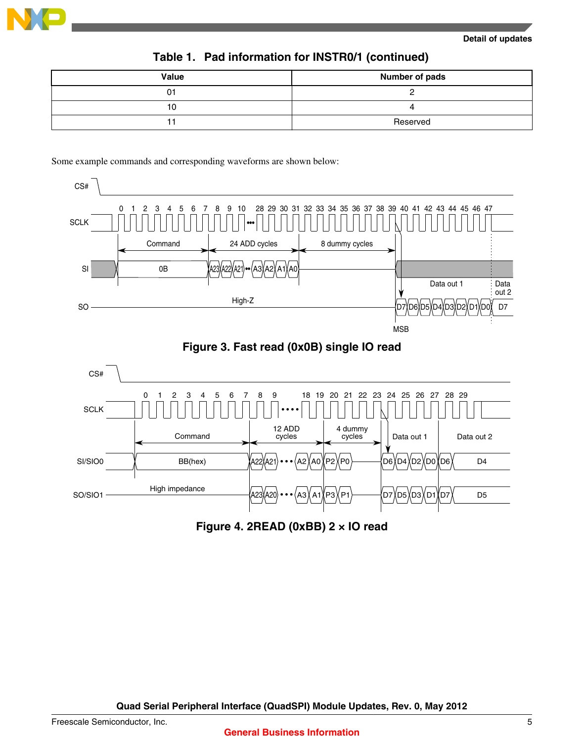Table 1. Pad information for INSTR0/1 (continued)

| Value | Number of pads |
|---|---|
| 01 | 2 |
| 10 | 4 |
| 11 | Reserved |

Some example commands and corresponding waveforms are shown below:

**Figure 3. Fast read (0x0B) single IO read**

**Figure 4. 2READ (0xBB) 2 × IO read**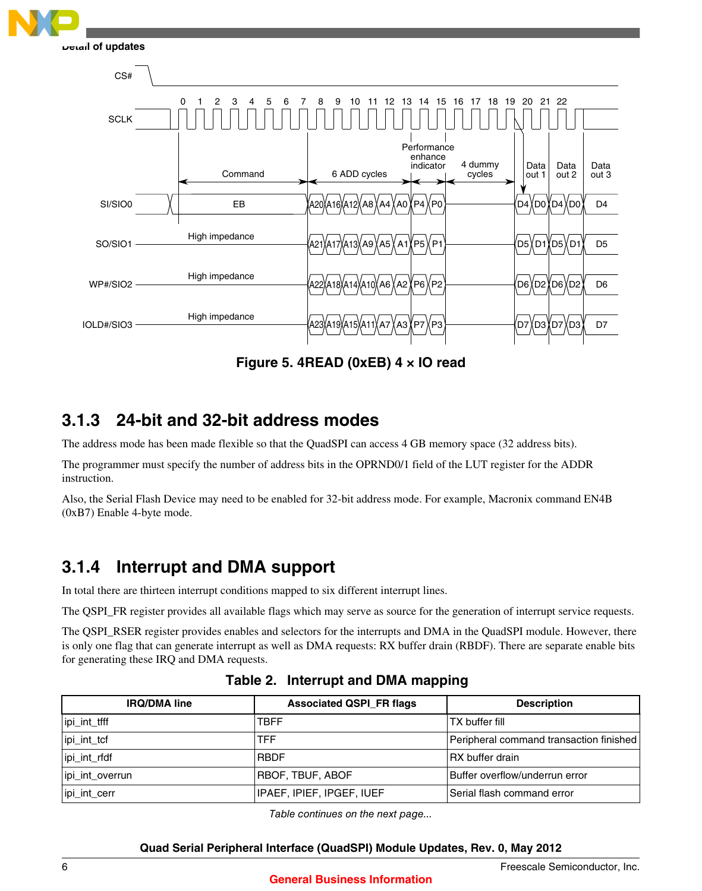Figure 5. 4READ (0xEB) 4 × IO read

### 3.1.3 24-bit and 32-bit address modes

The address mode has been made flexible so that the QuadSPI can access 4 GB memory space (32 address bits).

The programmer must specify the number of address bits in the OPRND0/1 field of the LUT register for the ADDR instruction.

Also, the Serial Flash Device may need to be enabled for 32-bit address mode. For example, Macronix command EN4B (0xB7) Enable 4-byte mode.

### 3.1.4 Interrupt and DMA support

In total there are thirteen interrupt conditions mapped to six different interrupt lines.

The QSPI_FR register provides all available flags which may serve as source for the generation of interrupt service requests.

The QSPI_RSER register provides enables and selectors for the interrupts and DMA in the QuadSPI module. However, there is only one flag that can generate interrupt as well as DMA requests: RX buffer drain (RBDF). There are separate enable bits for generating these IRQ and DMA requests.

**Table 2. Interrupt and DMA mapping**

| IRQ/DMA line | Associated QSPI_FR flags | Description |
|---|---|---|
| ipi_int_tfff | TBFF | TX buffer fill |
| ipi_int_tcf | TFF | Peripheral command transaction finished |
| ipi_int_rfdf | RBDF | RX buffer drain |
| ipi_int_overrun | RBOF, TBUF, ABOF | Buffer overflow/underrun error |
| ipi_int_cerr | IPAEF, IPIEF, IPGEF, IUEF | Serial flash command error |

*Table continues on the next page...*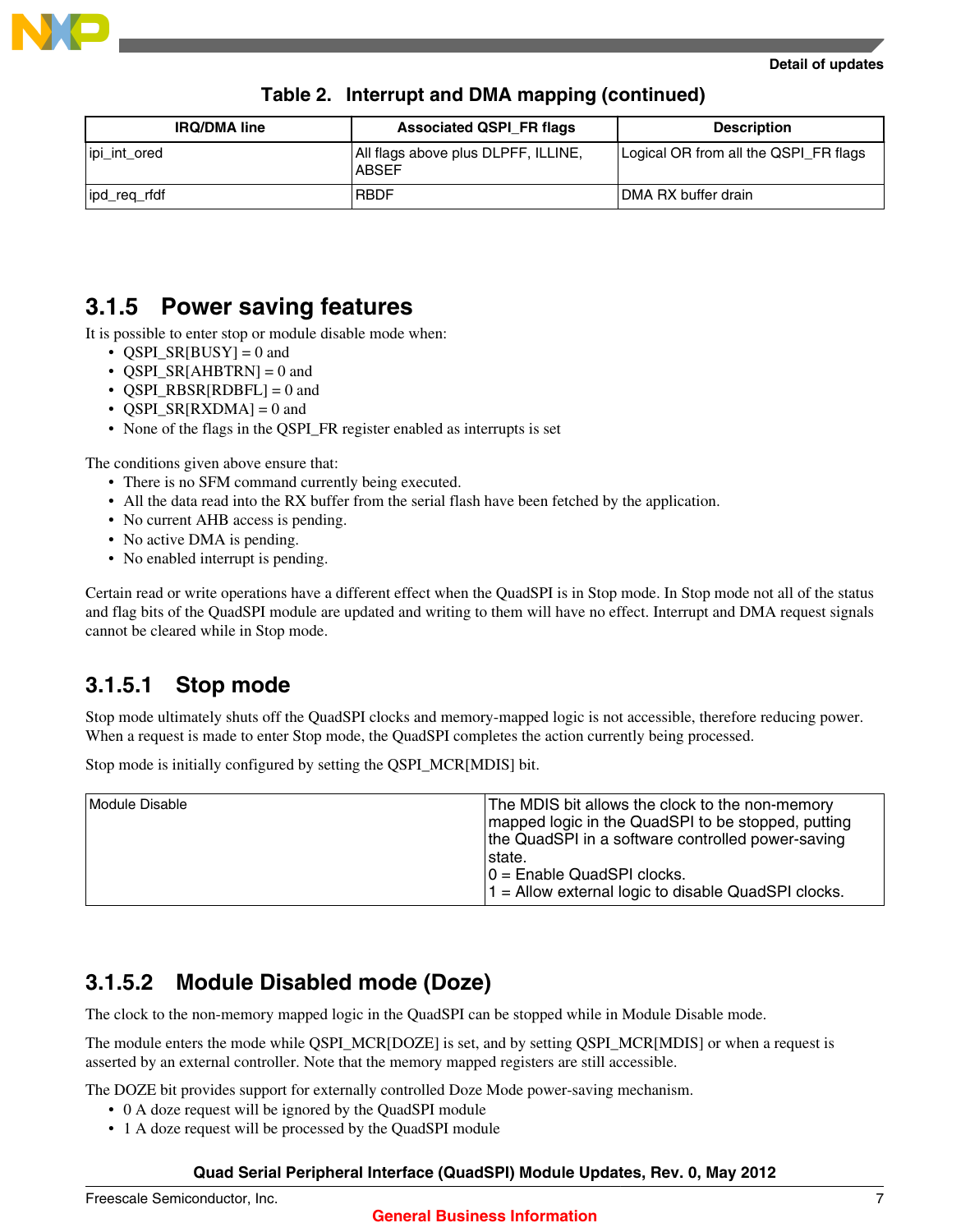**Table 2. Interrupt and DMA mapping (continued)**

| IRQ/DMA line | Associated QSPI_FR flags | Description |
|---|---|---|
| ipi_int_ored | All flags above plus DLPFF, ILLINE, ABSEF | Logical OR from all the QSPI_FR flags |
| ipd_req_rfdf | RBDF | DMA RX buffer drain |

### 3.1.5 Power saving features

It is possible to enter stop or module disable mode when:

- QSPI_SR[BUSY] = 0 and
- QSPI_SR[AHBTRN] = 0 and
- QSPI_RBSR[RDBFL] = 0 and
- QSPI_SR[RXDMA] = 0 and
- None of the flags in the QSPI_FR register enabled as interrupts is set

The conditions given above ensure that:

- There is no SFM command currently being executed.
- All the data read into the RX buffer from the serial flash have been fetched by the application.
- No current AHB access is pending.
- No active DMA is pending.
- No enabled interrupt is pending.

Certain read or write operations have a different effect when the QuadSPI is in Stop mode. In Stop mode not all of the status and flag bits of the QuadSPI module are updated and writing to them will have no effect. Interrupt and DMA request signals cannot be cleared while in Stop mode.

#### 3.1.5.1 Stop mode

Stop mode ultimately shuts off the QuadSPI clocks and memory-mapped logic is not accessible, therefore reducing power. When a request is made to enter Stop mode, the QuadSPI completes the action currently being processed.

Stop mode is initially configured by setting the QSPI_MCR[MDIS] bit.

| Module Disable | The MDIS bit allows the clock to the non-memory mapped logic in the QuadSPI to be stopped, putting the QuadSPI in a software controlled power-saving state.<br>0 = Enable QuadSPI clocks.<br>1 = Allow external logic to disable QuadSPI clocks. |
|---|---|

#### 3.1.5.2 Module Disabled mode (Doze)

The clock to the non-memory mapped logic in the QuadSPI can be stopped while in Module Disable mode.

The module enters the mode while QSPI_MCR[DOZE] is set, and by setting QSPI_MCR[MDIS] or when a request is asserted by an external controller. Note that the memory mapped registers are still accessible.

The DOZE bit provides support for externally controlled Doze Mode power-saving mechanism.

- 0 A doze request will be ignored by the QuadSPI module
- 1 A doze request will be processed by the QuadSPI module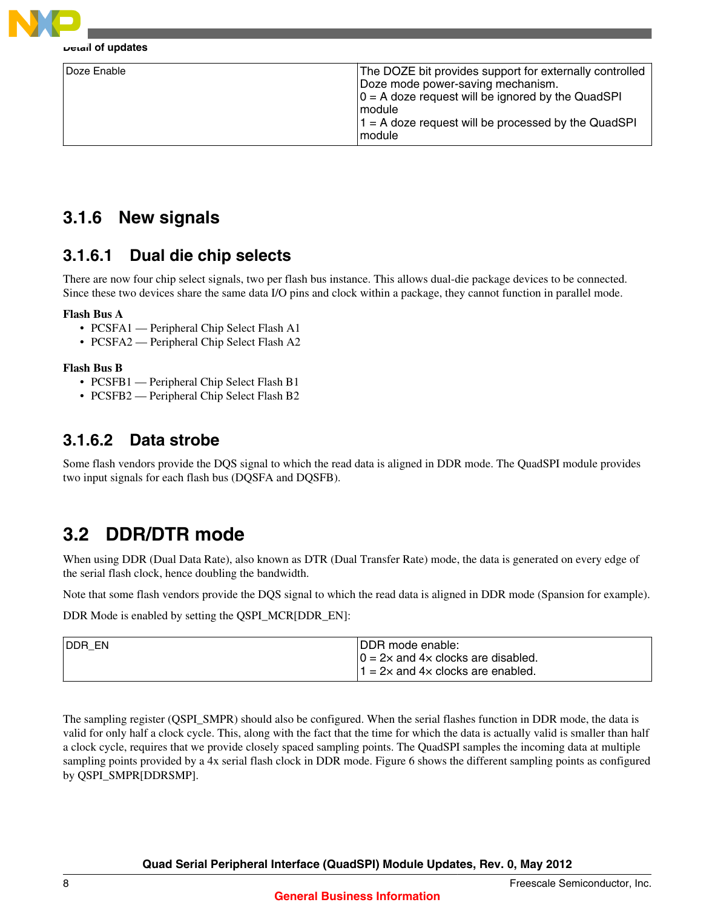| Doze Enable | The DOZE bit provides support for externally controlled Doze mode power-saving mechanism.<br>0 = A doze request will be ignored by the QuadSPI module<br>1 = A doze request will be processed by the QuadSPI module |
|---|---|

### 3.1.6 New signals

#### 3.1.6.1 Dual die chip selects

There are now four chip select signals, two per flash bus instance. This allows dual-die package devices to be connected. Since these two devices share the same data I/O pins and clock within a package, they cannot function in parallel mode.

**Flash Bus A**

- PCSFA1 — Peripheral Chip Select Flash A1
- PCSFA2 — Peripheral Chip Select Flash A2

**Flash Bus B**

- PCSFB1 — Peripheral Chip Select Flash B1
- PCSFB2 — Peripheral Chip Select Flash B2

#### 3.1.6.2 Data strobe

Some flash vendors provide the DQS signal to which the read data is aligned in DDR mode. The QuadSPI module provides two input signals for each flash bus (DQSFA and DQSFB).

## 3.2 DDR/DTR mode

When using DDR (Dual Data Rate), also known as DTR (Dual Transfer Rate) mode, the data is generated on every edge of the serial flash clock, hence doubling the bandwidth.

Note that some flash vendors provide the DQS signal to which the read data is aligned in DDR mode (Spansion for example).

DDR Mode is enabled by setting the QSPI_MCR[DDR_EN]:

| DDR_EN | DDR mode enable:<br>0 = 2× and 4× clocks are disabled.<br>1 = 2× and 4× clocks are enabled. |
|---|---|

The sampling register (QSPI_SMPR) should also be configured. When the serial flashes function in DDR mode, the data is valid for only half a clock cycle. This, along with the fact that the time for which the data is actually valid is smaller than half a clock cycle, requires that we provide closely spaced sampling points. The QuadSPI samples the incoming data at multiple sampling points provided by a 4x serial flash clock in DDR mode. Figure 6 shows the different sampling points as configured by QSPI_SMPR[DDRSMP].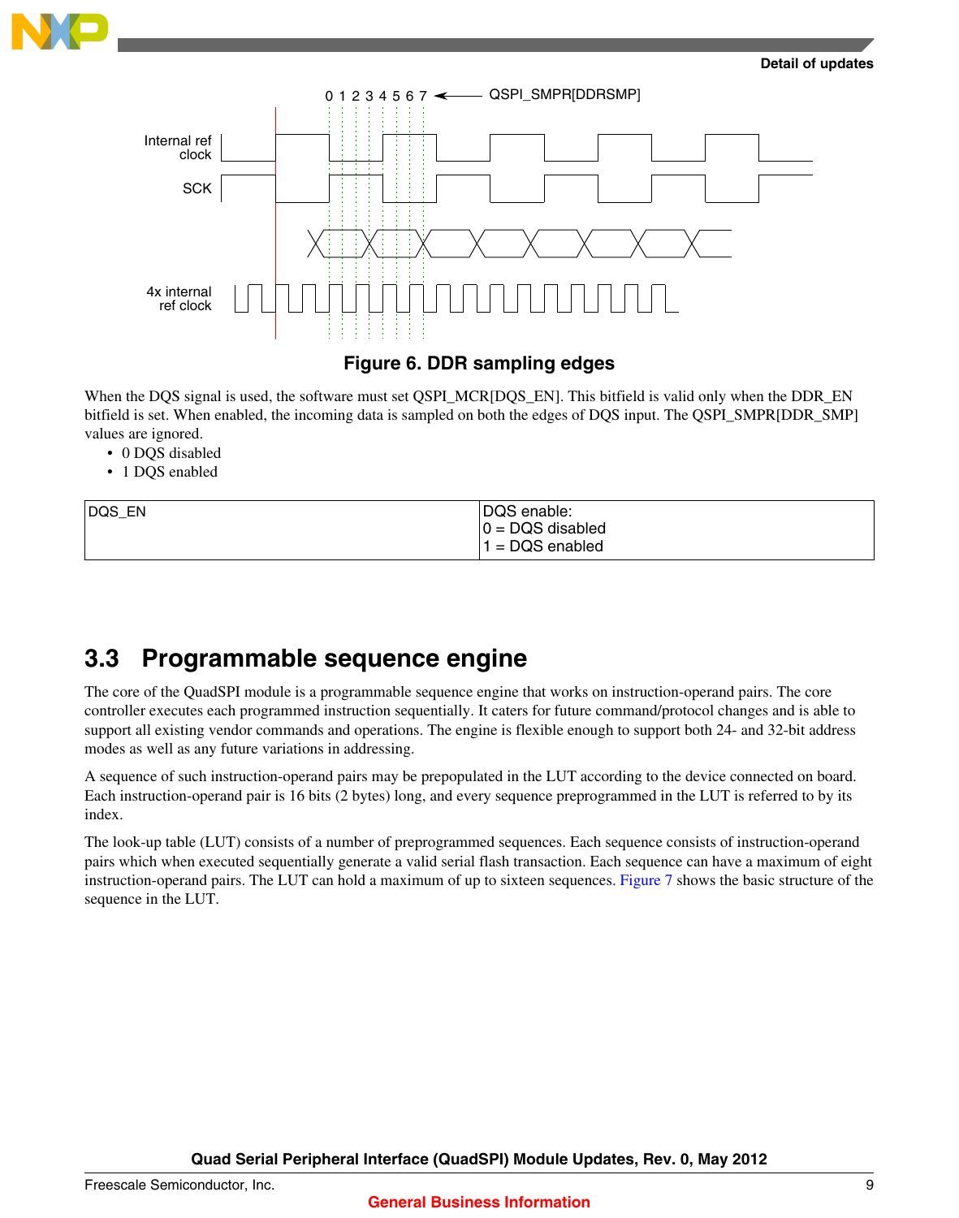**Figure 6. DDR sampling edges**

When the DQS signal is used, the software must set QSPI_MCR[DQS_EN]. This bitfield is valid only when the DDR_EN bitfield is set. When enabled, the incoming data is sampled on both the edges of DQS input. The QSPI_SMPR[DDR_SMP] values are ignored.

- 0 DQS disabled
- 1 DQS enabled

| DQS_EN | DQS enable:<br>0 = DQS disabled<br>1 = DQS enabled |
|---|---|

## 3.3 Programmable sequence engine

The core of the QuadSPI module is a programmable sequence engine that works on instruction-operand pairs. The core controller executes each programmed instruction sequentially. It caters for future command/protocol changes and is able to support all existing vendor commands and operations. The engine is flexible enough to support both 24- and 32-bit address modes as well as any future variations in addressing.

A sequence of such instruction-operand pairs may be prepopulated in the LUT according to the device connected on board. Each instruction-operand pair is 16 bits (2 bytes) long, and every sequence preprogrammed in the LUT is referred to by its index.

The look-up table (LUT) consists of a number of preprogrammed sequences. Each sequence consists of instruction-operand pairs which when executed sequentially generate a valid serial flash transaction. Each sequence can have a maximum of eight instruction-operand pairs. The LUT can hold a maximum of up to sixteen sequences. Figure 7 shows the basic structure of the sequence in the LUT.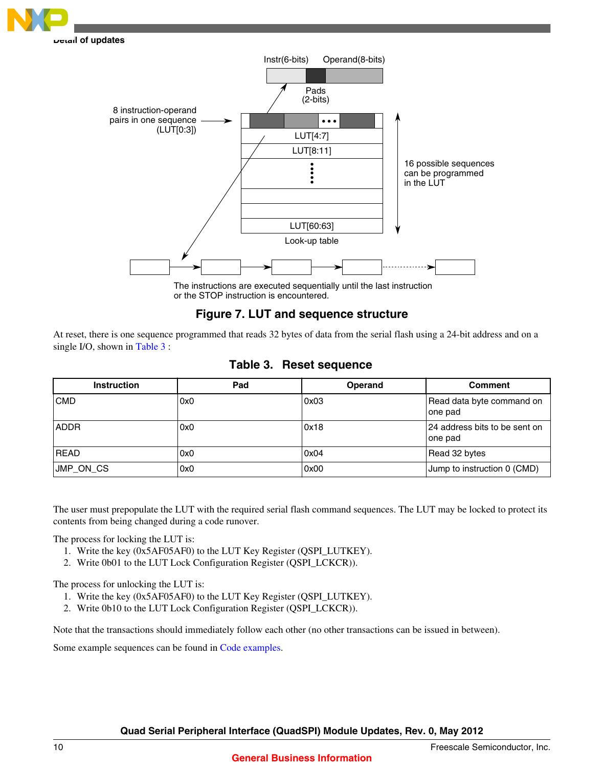The instructions are executed sequentially until the last instruction or the STOP instruction is encountered.

**Figure 7. LUT and sequence structure**

At reset, there is one sequence programmed that reads 32 bytes of data from the serial flash using a 24-bit address and on a single I/O, shown in Table 3 :

**Table 3. Reset sequence**

| Instruction | Pad | Operand | Comment |
|---|---|---|---|
| CMD | 0x0 | 0x03 | Read data byte command on one pad |
| ADDR | 0x0 | 0x18 | 24 address bits to be sent on one pad |
| READ | 0x0 | 0x04 | Read 32 bytes |
| JMP_ON_CS | 0x0 | 0x00 | Jump to instruction 0 (CMD) |

The user must prepopulate the LUT with the required serial flash command sequences. The LUT may be locked to protect its contents from being changed during a code runover.

The process for locking the LUT is:

1. Write the key (0x5AF05AF0) to the LUT Key Register (QSPI_LUTKEY).
2. Write 0b01 to the LUT Lock Configuration Register (QSPI_LCKCR)).

The process for unlocking the LUT is:

1. Write the key (0x5AF05AF0) to the LUT Key Register (QSPI_LUTKEY).
2. Write 0b10 to the LUT Lock Configuration Register (QSPI_LCKCR)).

Note that the transactions should immediately follow each other (no other transactions can be issued in between).

Some example sequences can be found in Code examples.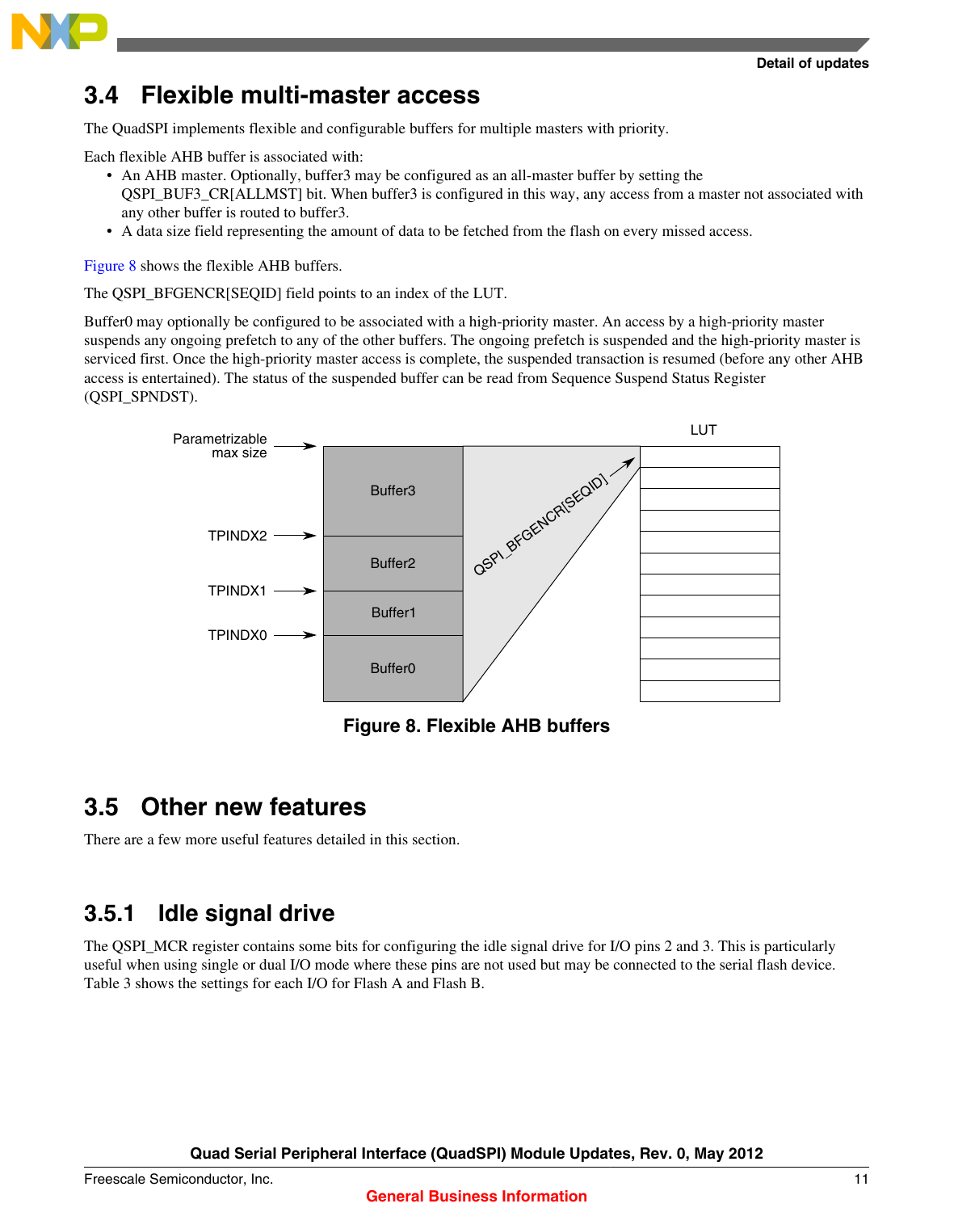## 3.4 Flexible multi-master access

The QuadSPI implements flexible and configurable buffers for multiple masters with priority.

Each flexible AHB buffer is associated with:

- An AHB master. Optionally, buffer3 may be configured as an all-master buffer by setting the QSPI_BUF3_CR[ALLMST] bit. When buffer3 is configured in this way, any access from a master not associated with any other buffer is routed to buffer3.
- A data size field representing the amount of data to be fetched from the flash on every missed access.

Figure 8 shows the flexible AHB buffers.

The QSPI_BFGENCR[SEQID] field points to an index of the LUT.

Buffer0 may optionally be configured to be associated with a high-priority master. An access by a high-priority master suspends any ongoing prefetch to any of the other buffers. The ongoing prefetch is suspended and the high-priority master is serviced first. Once the high-priority master access is complete, the suspended transaction is resumed (before any other AHB access is entertained). The status of the suspended buffer can be read from Sequence Suspend Status Register (QSPI_SPNDST).

**Figure 8. Flexible AHB buffers**

## 3.5 Other new features

There are a few more useful features detailed in this section.

### 3.5.1 Idle signal drive

The QSPI_MCR register contains some bits for configuring the idle signal drive for I/O pins 2 and 3. This is particularly useful when using single or dual I/O mode where these pins are not used but may be connected to the serial flash device. Table 3 shows the settings for each I/O for Flash A and Flash B.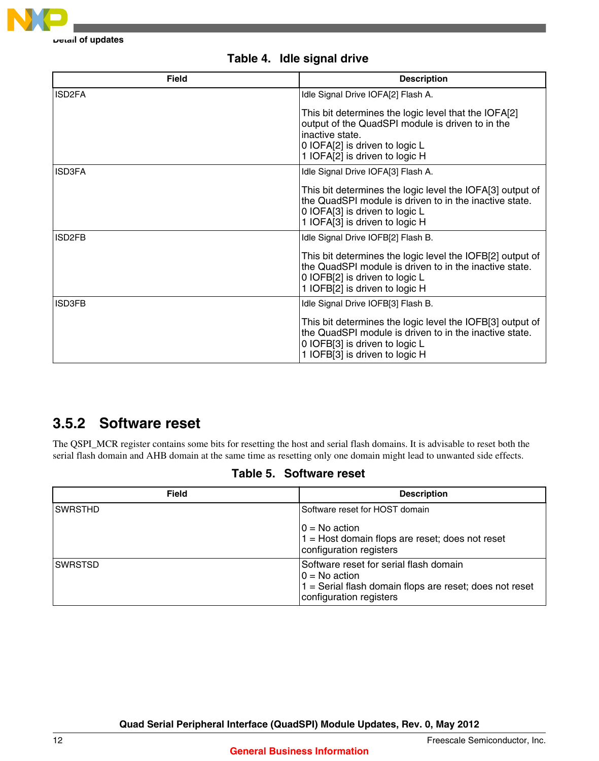**Table 4. Idle signal drive**

| Field | Description |
|---|---|
| ISD2FA | Idle Signal Drive IOFA[2] Flash A.<br><br>This bit determines the logic level that the IOFA[2] output of the QuadSPI module is driven to in the inactive state.<br>0 IOFA[2] is driven to logic L<br>1 IOFA[2] is driven to logic H |
| ISD3FA | Idle Signal Drive IOFA[3] Flash A.<br><br>This bit determines the logic level the IOFA[3] output of the QuadSPI module is driven to in the inactive state.<br>0 IOFA[3] is driven to logic L<br>1 IOFA[3] is driven to logic H |
| ISD2FB | Idle Signal Drive IOFB[2] Flash B.<br><br>This bit determines the logic level the IOFB[2] output of the QuadSPI module is driven to in the inactive state.<br>0 IOFB[2] is driven to logic L<br>1 IOFB[2] is driven to logic H |
| ISD3FB | Idle Signal Drive IOFB[3] Flash B.<br><br>This bit determines the logic level the IOFB[3] output of the QuadSPI module is driven to in the inactive state.<br>0 IOFB[3] is driven to logic L<br>1 IOFB[3] is driven to logic H |

### 3.5.2 Software reset

The QSPI_MCR register contains some bits for resetting the host and serial flash domains. It is advisable to reset both the serial flash domain and AHB domain at the same time as resetting only one domain might lead to unwanted side effects.

**Table 5. Software reset**

| Field | Description |
|---|---|
| SWRSTHD | Software reset for HOST domain<br><br>0 = No action<br>1 = Host domain flops are reset; does not reset configuration registers |
| SWRSTSD | Software reset for serial flash domain<br>0 = No action<br>1 = Serial flash domain flops are reset; does not reset configuration registers |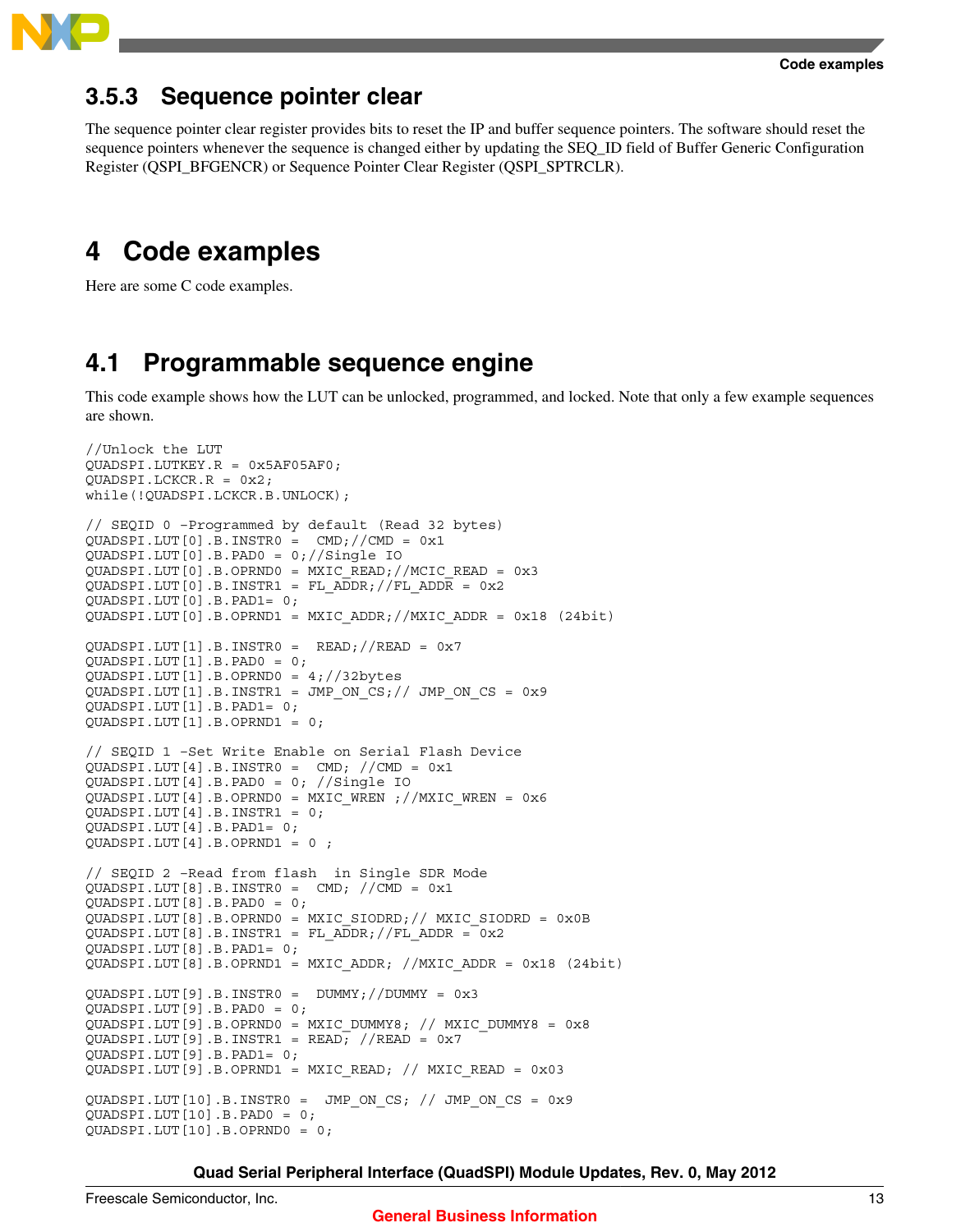### 3.5.3 Sequence pointer clear

The sequence pointer clear register provides bits to reset the IP and buffer sequence pointers. The software should reset the sequence pointers whenever the sequence is changed either by updating the SEQ_ID field of Buffer Generic Configuration Register (QSPI_BFGENCR) or Sequence Pointer Clear Register (QSPI_SPTRCLR).

# 4 Code examples

Here are some C code examples.

## 4.1 Programmable sequence engine

This code example shows how the LUT can be unlocked, programmed, and locked. Note that only a few example sequences are shown.

```
//Unlock the LUT
QUADSPI.LUTKEY.R = 0x5AF05AF0;
QUADSPI.LCKCR.R = 0x2;
while(!QUADSPI.LCKCR.B.UNLOCK);

// SEQID 0 -Programmed by default (Read 32 bytes)
QUADSPI.LUT[0].B.INSTR0 =  CMD;//CMD = 0x1
QUADSPI.LUT[0].B.PAD0 = 0;//Single IO
QUADSPI.LUT[0].B.OPRND0 = MXIC_READ;//MCIC_READ = 0x3
QUADSPI.LUT[0].B.INSTR1 = FL_ADDR;//FL_ADDR = 0x2
QUADSPI.LUT[0].B.PAD1= 0;
QUADSPI.LUT[0].B.OPRND1 = MXIC_ADDR;//MXIC_ADDR = 0x18 (24bit)

QUADSPI.LUT[1].B.INSTR0 =  READ;//READ = 0x7
QUADSPI.LUT[1].B.PAD0 = 0;
QUADSPI.LUT[1].B.OPRND0 = 4;//32bytes
QUADSPI.LUT[1].B.INSTR1 = JMP_ON_CS;// JMP_ON_CS = 0x9
QUADSPI.LUT[1].B.PAD1= 0;
QUADSPI.LUT[1].B.OPRND1 = 0;

// SEQID 1 -Set Write Enable on Serial Flash Device
QUADSPI.LUT[4].B.INSTR0 =  CMD; //CMD = 0x1
QUADSPI.LUT[4].B.PAD0 = 0; //Single IO
QUADSPI.LUT[4].B.OPRND0 = MXIC_WREN ;//MXIC_WREN = 0x6
QUADSPI.LUT[4].B.INSTR1 = 0;
QUADSPI.LUT[4].B.PAD1= 0;
QUADSPI.LUT[4].B.OPRND1 = 0 ;

// SEQID 2 -Read from flash  in Single SDR Mode
QUADSPI.LUT[8].B.INSTR0 =  CMD; //CMD = 0x1
QUADSPI.LUT[8].B.PAD0 = 0;
QUADSPI.LUT[8].B.OPRND0 = MXIC_SIODRD;// MXIC_SIODRD = 0x0B
QUADSPI.LUT[8].B.INSTR1 = FL_ADDR;//FL_ADDR = 0x2
QUADSPI.LUT[8].B.PAD1= 0;
QUADSPI.LUT[8].B.OPRND1 = MXIC_ADDR; //MXIC_ADDR = 0x18 (24bit)

QUADSPI.LUT[9].B.INSTR0 =  DUMMY;//DUMMY = 0x3
QUADSPI.LUT[9].B.PAD0 = 0;
QUADSPI.LUT[9].B.OPRND0 = MXIC_DUMMY8; // MXIC_DUMMY8 = 0x8
QUADSPI.LUT[9].B.INSTR1 = READ; //READ = 0x7
QUADSPI.LUT[9].B.PAD1= 0;
QUADSPI.LUT[9].B.OPRND1 = MXIC_READ; // MXIC_READ = 0x03

QUADSPI.LUT[10].B.INSTR0 =  JMP_ON_CS; // JMP_ON_CS = 0x9
QUADSPI.LUT[10].B.PAD0 = 0;
QUADSPI.LUT[10].B.OPRND0 = 0;
```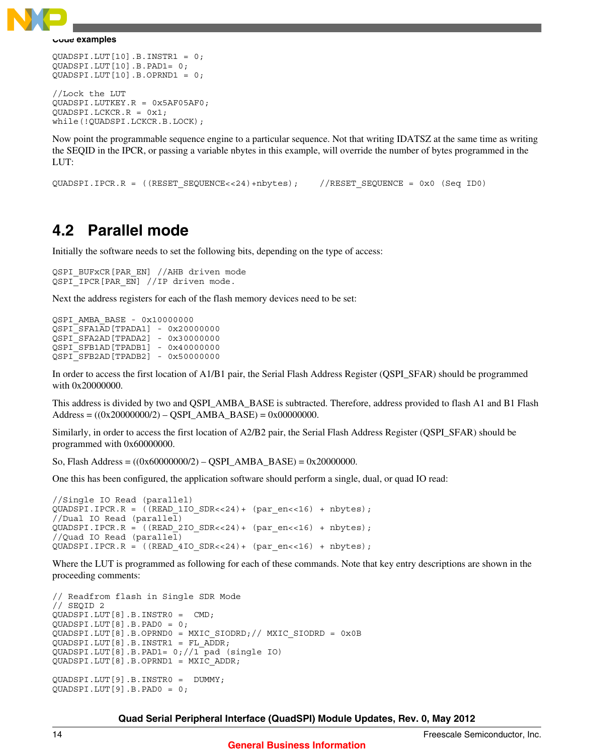```
QUADSPI.LUT[10].B.INSTR1 = 0;
QUADSPI.LUT[10].B.PAD1= 0;
QUADSPI.LUT[10].B.OPRND1 = 0;

//Lock the LUT
QUADSPI.LUTKEY.R = 0x5AF05AF0;
QUADSPI.LCKCR.R = 0x1;
while(!QUADSPI.LCKCR.B.LOCK);
```

Now point the programmable sequence engine to a particular sequence. Not that writing IDATSZ at the same time as writing the SEQID in the IPCR, or passing a variable nbytes in this example, will override the number of bytes programmed in the LUT:

```
QUADSPI.IPCR.R = ((RESET_SEQUENCE<<24)+nbytes);    //RESET_SEQUENCE = 0x0 (Seq ID0)
```

## 4.2 Parallel mode

Initially the software needs to set the following bits, depending on the type of access:

```
QSPI_BUFxCR[PAR_EN] //AHB driven mode
QSPI_IPCR[PAR_EN] //IP driven mode.
```

Next the address registers for each of the flash memory devices need to be set:

```
QSPI_AMBA_BASE - 0x10000000
QSPI_SFA1AD[TPADA1] - 0x20000000
QSPI_SFA2AD[TPADA2] - 0x30000000
QSPI_SFB1AD[TPADB1] - 0x40000000
QSPI_SFB2AD[TPADB2] - 0x50000000
```

In order to access the first location of A1/B1 pair, the Serial Flash Address Register (QSPI_SFAR) should be programmed with 0x20000000.

This address is divided by two and QSPI_AMBA_BASE is subtracted. Therefore, address provided to flash A1 and B1 Flash Address = ((0x20000000/2) – QSPI_AMBA_BASE) = 0x00000000.

Similarly, in order to access the first location of A2/B2 pair, the Serial Flash Address Register (QSPI_SFAR) should be programmed with 0x60000000.

So, Flash Address = ((0x60000000/2) – QSPI_AMBA_BASE) = 0x20000000.

One this has been configured, the application software should perform a single, dual, or quad IO read:

```
//Single IO Read (parallel)
QUADSPI.IPCR.R = ((READ_1IO_SDR<<24)+ (par_en<<16) + nbytes);
//Dual IO Read (parallel)
QUADSPI.IPCR.R = ((READ_2IO_SDR<<24)+ (par_en<<16) + nbytes);
//Quad IO Read (parallel)
QUADSPI.IPCR.R = ((READ_4IO_SDR<<24)+ (par_en<<16) + nbytes);
```

Where the LUT is programmed as following for each of these commands. Note that key entry descriptions are shown in the proceeding comments:

```
// Readfrom flash in Single SDR Mode
// SEQID 2
QUADSPI.LUT[8].B.INSTR0 =  CMD;
QUADSPI.LUT[8].B.PAD0 = 0;
QUADSPI.LUT[8].B.OPRND0 = MXIC_SIODRD;// MXIC_SIODRD = 0x0B
QUADSPI.LUT[8].B.INSTR1 = FL_ADDR;
QUADSPI.LUT[8].B.PAD1= 0;//1 pad (single IO)
QUADSPI.LUT[8].B.OPRND1 = MXIC_ADDR;

QUADSPI.LUT[9].B.INSTR0 =  DUMMY;
QUADSPI.LUT[9].B.PAD0 = 0;
```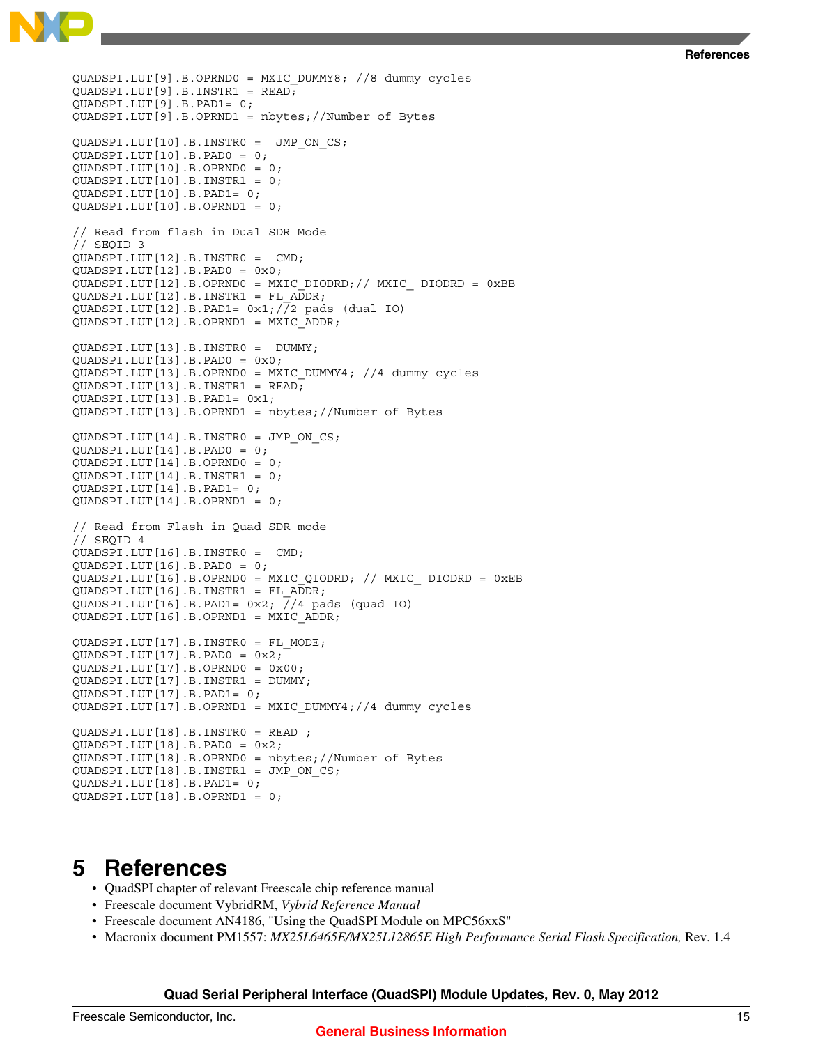```
QUADSPI.LUT[9].B.OPRND0 = MXIC_DUMMY8; //8 dummy cycles
QUADSPI.LUT[9].B.INSTR1 = READ;
QUADSPI.LUT[9].B.PAD1= 0;
QUADSPI.LUT[9].B.OPRND1 = nbytes;//Number of Bytes

QUADSPI.LUT[10].B.INSTR0 =  JMP_ON_CS;
QUADSPI.LUT[10].B.PAD0 = 0;
QUADSPI.LUT[10].B.OPRND0 = 0;
QUADSPI.LUT[10].B.INSTR1 = 0;
QUADSPI.LUT[10].B.PAD1= 0;
QUADSPI.LUT[10].B.OPRND1 = 0;

// Read from flash in Dual SDR Mode
// SEQID 3
QUADSPI.LUT[12].B.INSTR0 =  CMD;
QUADSPI.LUT[12].B.PAD0 = 0x0;
QUADSPI.LUT[12].B.OPRND0 = MXIC_DIODRD;// MXIC_ DIODRD = 0xBB
QUADSPI.LUT[12].B.INSTR1 = FL_ADDR;
QUADSPI.LUT[12].B.PAD1= 0x1;//2 pads (dual IO)
QUADSPI.LUT[12].B.OPRND1 = MXIC_ADDR;

QUADSPI.LUT[13].B.INSTR0 =  DUMMY;
QUADSPI.LUT[13].B.PAD0 = 0x0;
QUADSPI.LUT[13].B.OPRND0 = MXIC_DUMMY4; //4 dummy cycles
QUADSPI.LUT[13].B.INSTR1 = READ;
QUADSPI.LUT[13].B.PAD1= 0x1;
QUADSPI.LUT[13].B.OPRND1 = nbytes;//Number of Bytes

QUADSPI.LUT[14].B.INSTR0 = JMP_ON_CS;
QUADSPI.LUT[14].B.PAD0 = 0;
QUADSPI.LUT[14].B.OPRND0 = 0;
QUADSPI.LUT[14].B.INSTR1 = 0;
QUADSPI.LUT[14].B.PAD1= 0;
QUADSPI.LUT[14].B.OPRND1 = 0;

// Read from Flash in Quad SDR mode
// SEQID 4
QUADSPI.LUT[16].B.INSTR0 =  CMD;
QUADSPI.LUT[16].B.PAD0 = 0;
QUADSPI.LUT[16].B.OPRND0 = MXIC_QIODRD; // MXIC_ DIODRD = 0xEB
QUADSPI.LUT[16].B.INSTR1 = FL_ADDR;
QUADSPI.LUT[16].B.PAD1= 0x2; //4 pads (quad IO)
QUADSPI.LUT[16].B.OPRND1 = MXIC_ADDR;

QUADSPI.LUT[17].B.INSTR0 = FL_MODE;
QUADSPI.LUT[17].B.PAD0 = 0x2;
QUADSPI.LUT[17].B.OPRND0 = 0x00;
QUADSPI.LUT[17].B.INSTR1 = DUMMY;
QUADSPI.LUT[17].B.PAD1= 0;
QUADSPI.LUT[17].B.OPRND1 = MXIC_DUMMY4;//4 dummy cycles

QUADSPI.LUT[18].B.INSTR0 = READ ;
QUADSPI.LUT[18].B.PAD0 = 0x2;
QUADSPI.LUT[18].B.OPRND0 = nbytes;//Number of Bytes
QUADSPI.LUT[18].B.INSTR1 = JMP_ON_CS;
QUADSPI.LUT[18].B.PAD1= 0;
QUADSPI.LUT[18].B.OPRND1 = 0;
```

# 5 References

- QuadSPI chapter of relevant Freescale chip reference manual
- Freescale document VybridRM, *Vybrid Reference Manual*
- Freescale document AN4186, "Using the QuadSPI Module on MPC56xxS"
- Macronix document PM1557: *MX25L6465E/MX25L12865E High Performance Serial Flash Specification,* Rev. 1.4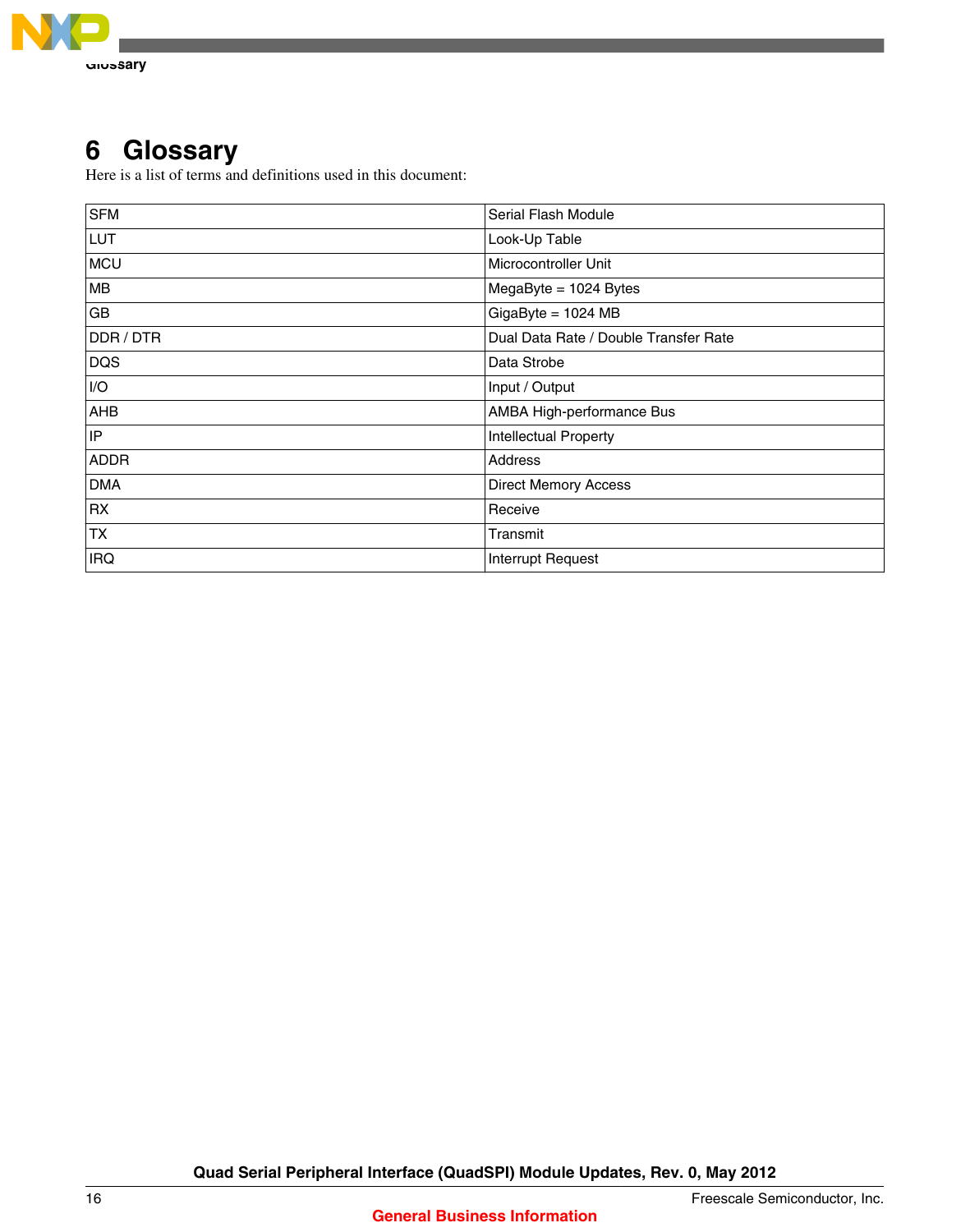# 6 Glossary

Here is a list of terms and definitions used in this document:

| | |
|---|---|
| SFM | Serial Flash Module |
| LUT | Look-Up Table |
| MCU | Microcontroller Unit |
| MB | MegaByte = 1024 Bytes |
| GB | GigaByte = 1024 MB |
| DDR / DTR | Dual Data Rate / Double Transfer Rate |
| DQS | Data Strobe |
| I/O | Input / Output |
| AHB | AMBA High-performance Bus |
| IP | Intellectual Property |
| ADDR | Address |
| DMA | Direct Memory Access |
| RX | Receive |
| TX | Transmit |
| IRQ | Interrupt Request |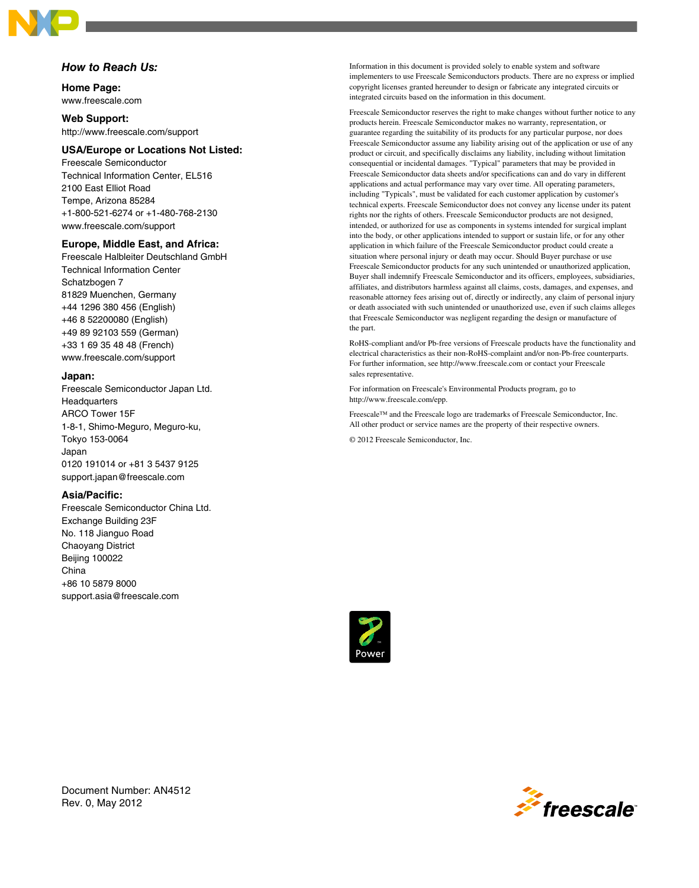*How to Reach Us:*

**Home Page:**
www.freescale.com

**Web Support:**
http://www.freescale.com/support

**USA/Europe or Locations Not Listed:**
Freescale Semiconductor
Technical Information Center, EL516
2100 East Elliot Road
Tempe, Arizona 85284
+1-800-521-6274 or +1-480-768-2130
www.freescale.com/support

**Europe, Middle East, and Africa:**
Freescale Halbleiter Deutschland GmbH
Technical Information Center
Schatzbogen 7
81829 Muenchen, Germany
+44 1296 380 456 (English)
+46 8 52200080 (English)
+49 89 92103 559 (German)
+33 1 69 35 48 48 (French)
www.freescale.com/support

**Japan:**
Freescale Semiconductor Japan Ltd.
Headquarters
ARCO Tower 15F
1-8-1, Shimo-Meguro, Meguro-ku,
Tokyo 153-0064
Japan
0120 191014 or +81 3 5437 9125
support.japan@freescale.com

**Asia/Pacific:**
Freescale Semiconductor China Ltd.
Exchange Building 23F
No. 118 Jianguo Road
Chaoyang District
Beijing 100022
China
+86 10 5879 8000
support.asia@freescale.com

Information in this document is provided solely to enable system and software implementers to use Freescale Semiconductors products. There are no express or implied copyright licenses granted hereunder to design or fabricate any integrated circuits or integrated circuits based on the information in this document.

Freescale Semiconductor reserves the right to make changes without further notice to any products herein. Freescale Semiconductor makes no warranty, representation, or guarantee regarding the suitability of its products for any particular purpose, nor does Freescale Semiconductor assume any liability arising out of the application or use of any product or circuit, and specifically disclaims any liability, including without limitation consequential or incidental damages. "Typical" parameters that may be provided in Freescale Semiconductor data sheets and/or specifications can and do vary in different applications and actual performance may vary over time. All operating parameters, including "Typicals", must be validated for each customer application by customer's technical experts. Freescale Semiconductor does not convey any license under its patent rights nor the rights of others. Freescale Semiconductor products are not designed, intended, or authorized for use as components in systems intended for surgical implant into the body, or other applications intended to support or sustain life, or for any other application in which failure of the Freescale Semiconductor product could create a situation where personal injury or death may occur. Should Buyer purchase or use Freescale Semiconductor products for any such unintended or unauthorized application, Buyer shall indemnify Freescale Semiconductor and its officers, employees, subsidiaries, affiliates, and distributors harmless against all claims, costs, damages, and expenses, and reasonable attorney fees arising out of, directly or indirectly, any claim of personal injury or death associated with such unintended or unauthorized use, even if such claims alleges that Freescale Semiconductor was negligent regarding the design or manufacture of the part.

RoHS-compliant and/or Pb-free versions of Freescale products have the functionality and electrical characteristics as their non-RoHS-complaint and/or non-Pb-free counterparts. For further information, see http://www.freescale.com or contact your Freescale sales representative.

For information on Freescale's Environmental Products program, go to http://www.freescale.com/epp.

Freescale™ and the Freescale logo are trademarks of Freescale Semiconductor, Inc. All other product or service names are the property of their respective owners.

© 2012 Freescale Semiconductor, Inc.

Document Number: AN4512
Rev. 0, May 2012